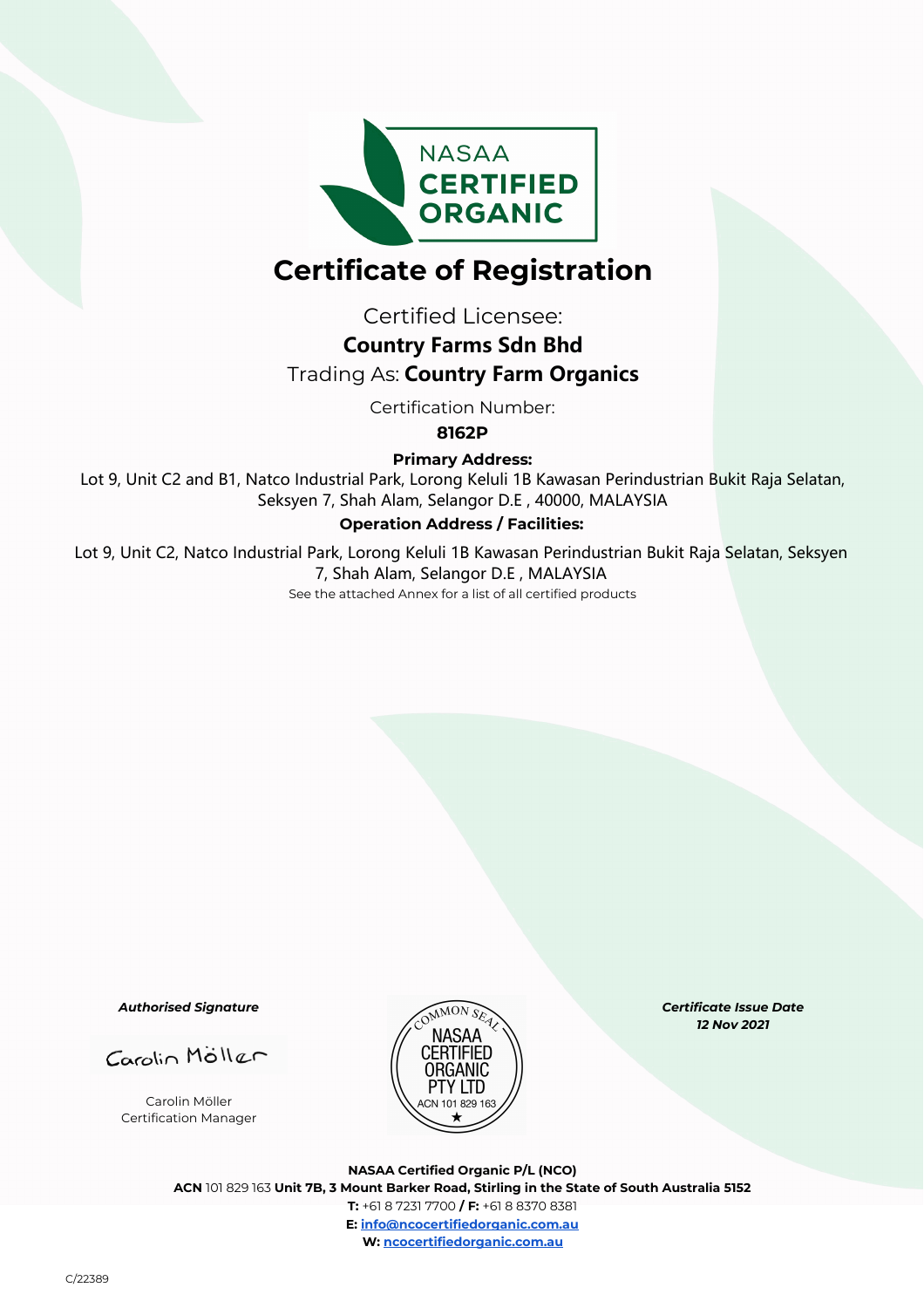NASAA
CERTIFIED
ORGANIC

# Certificate of Registration

Certified Licensee:

**Country Farms Sdn Bhd**

Trading As: **Country Farm Organics**

Certification Number:

**8162P**

**Primary Address:**

Lot 9, Unit C2 and B1, Natco Industrial Park, Lorong Keluli 1B Kawasan Perindustrian Bukit Raja Selatan, Seksyen 7, Shah Alam, Selangor D.E , 40000, MALAYSIA

**Operation Address / Facilities:**

Lot 9, Unit C2, Natco Industrial Park, Lorong Keluli 1B Kawasan Perindustrian Bukit Raja Selatan, Seksyen 7, Shah Alam, Selangor D.E , MALAYSIA

See the attached Annex for a list of all certified products

***Authorised Signature***

Carolin Möller

Carolin Möller
Certification Manager

COMMON SEAL
NASAA CERTIFIED ORGANIC PTY LTD
ACN 101 829 163

***Certificate Issue Date***
***12 Nov 2021***

**NASAA Certified Organic P/L (NCO)**
**ACN** 101 829 163 **Unit 7B, 3 Mount Barker Road, Stirling in the State of South Australia 5152**
**T:** +61 8 7231 7700 **/ F:** +61 8 8370 8381
**E:** info@ncocertifiedorganic.com.au
**W:** ncocertifiedorganic.com.au

C/22389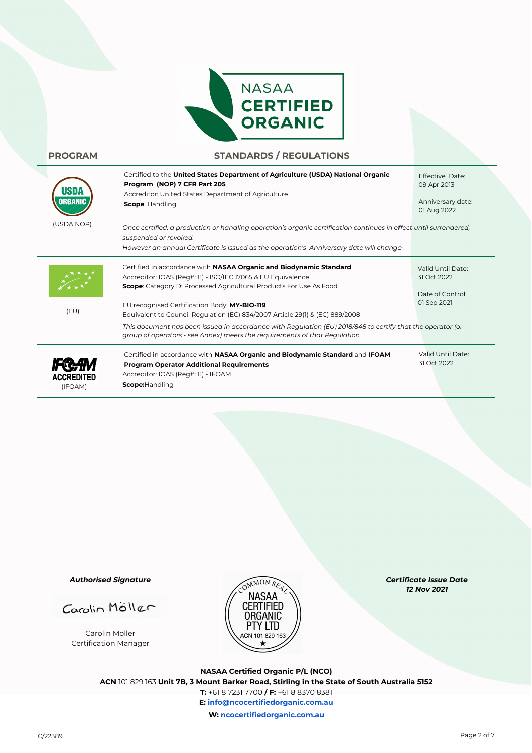NASAA CERTIFIED ORGANIC

| PROGRAM | STANDARDS / REGULATIONS | |
|---|---|---|
| USDA ORGANIC (USDA NOP) | Certified to the **United States Department of Agriculture (USDA) National Organic Program (NOP) 7 CFR Part 205**<br>Accreditor: United States Department of Agriculture<br>**Scope**: Handling<br><br>*Once certified, a production or handling operation's organic certification continues in effect until surrendered, suspended or revoked.*<br>*However an annual Certificate is issued as the operation's Anniversary date will change* | Effective Date:<br>09 Apr 2013<br><br>Anniversary date:<br>01 Aug 2022 |
| (EU) | Certified in accordance with **NASAA Organic and Biodynamic Standard**<br>Accreditor: IOAS (Reg#: 11) - ISO/IEC 17065 & EU Equivalence<br>**Scope**: Category D: Processed Agricultural Products For Use As Food<br><br>EU recognised Certification Body: **MY-BIO-119**<br>Equivalent to Council Regulation (EC) 834/2007 Article 29(1) & (EC) 889/2008<br>*This document has been issued in accordance with Regulation (EU) 2018/848 to certify that the operator (o group of operators - see Annex) meets the requirements of that Regulation.* | Valid Until Date:<br>31 Oct 2022<br><br>Date of Control:<br>01 Sep 2021 |
| IFOAM ACCREDITED (IFOAM) | Certified in accordance with **NASAA Organic and Biodynamic Standard** and **IFOAM Program Operator Additional Requirements**<br>Accreditor: IOAS (Reg#: 11) - IFOAM<br>**Scope:**Handling | Valid Until Date:<br>31 Oct 2022 |

***Authorised Signature***

Carolin Möller

Carolin Möller
Certification Manager

COMMON SEAL
NASAA CERTIFIED ORGANIC PTY LTD
ACN 101 829 163

***Certificate Issue Date***
***12 Nov 2021***

**NASAA Certified Organic P/L (NCO)**
**ACN** 101 829 163 **Unit 7B, 3 Mount Barker Road, Stirling in the State of South Australia 5152**
**T:** +61 8 7231 7700 **/ F:** +61 8 8370 8381
**E:** **info@ncocertifiedorganic.com.au**
**W:** **ncocertifiedorganic.com.au**

C/22389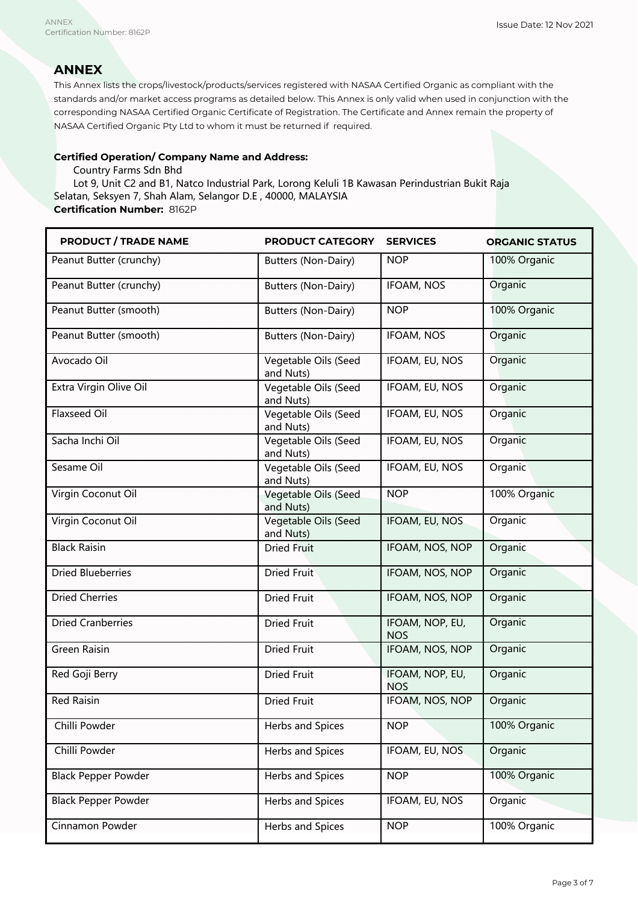## ANNEX

This Annex lists the crops/livestock/products/services registered with NASAA Certified Organic as compliant with the standards and/or market access programs as detailed below. This Annex is only valid when used in conjunction with the corresponding NASAA Certified Organic Certificate of Registration. The Certificate and Annex remain the property of NASAA Certified Organic Pty Ltd to whom it must be returned if required.

**Certified Operation/ Company Name and Address:**

Country Farms Sdn Bhd

Lot 9, Unit C2 and B1, Natco Industrial Park, Lorong Keluli 1B Kawasan Perindustrian Bukit Raja Selatan, Seksyen 7, Shah Alam, Selangor D.E , 40000, MALAYSIA

**Certification Number:** 8162P

| PRODUCT / TRADE NAME | PRODUCT CATEGORY | SERVICES | ORGANIC STATUS |
|---|---|---|---|
| Peanut Butter (crunchy) | Butters (Non-Dairy) | NOP | 100% Organic |
| Peanut Butter (crunchy) | Butters (Non-Dairy) | IFOAM, NOS | Organic |
| Peanut Butter (smooth) | Butters (Non-Dairy) | NOP | 100% Organic |
| Peanut Butter (smooth) | Butters (Non-Dairy) | IFOAM, NOS | Organic |
| Avocado Oil | Vegetable Oils (Seed and Nuts) | IFOAM, EU, NOS | Organic |
| Extra Virgin Olive Oil | Vegetable Oils (Seed and Nuts) | IFOAM, EU, NOS | Organic |
| Flaxseed Oil | Vegetable Oils (Seed and Nuts) | IFOAM, EU, NOS | Organic |
| Sacha Inchi Oil | Vegetable Oils (Seed and Nuts) | IFOAM, EU, NOS | Organic |
| Sesame Oil | Vegetable Oils (Seed and Nuts) | IFOAM, EU, NOS | Organic |
| Virgin Coconut Oil | Vegetable Oils (Seed and Nuts) | NOP | 100% Organic |
| Virgin Coconut Oil | Vegetable Oils (Seed and Nuts) | IFOAM, EU, NOS | Organic |
| Black Raisin | Dried Fruit | IFOAM, NOS, NOP | Organic |
| Dried Blueberries | Dried Fruit | IFOAM, NOS, NOP | Organic |
| Dried Cherries | Dried Fruit | IFOAM, NOS, NOP | Organic |
| Dried Cranberries | Dried Fruit | IFOAM, NOP, EU, NOS | Organic |
| Green Raisin | Dried Fruit | IFOAM, NOS, NOP | Organic |
| Red Goji Berry | Dried Fruit | IFOAM, NOP, EU, NOS | Organic |
| Red Raisin | Dried Fruit | IFOAM, NOS, NOP | Organic |
| Chilli Powder | Herbs and Spices | NOP | 100% Organic |
| Chilli Powder | Herbs and Spices | IFOAM, EU, NOS | Organic |
| Black Pepper Powder | Herbs and Spices | NOP | 100% Organic |
| Black Pepper Powder | Herbs and Spices | IFOAM, EU, NOS | Organic |
| Cinnamon Powder | Herbs and Spices | NOP | 100% Organic |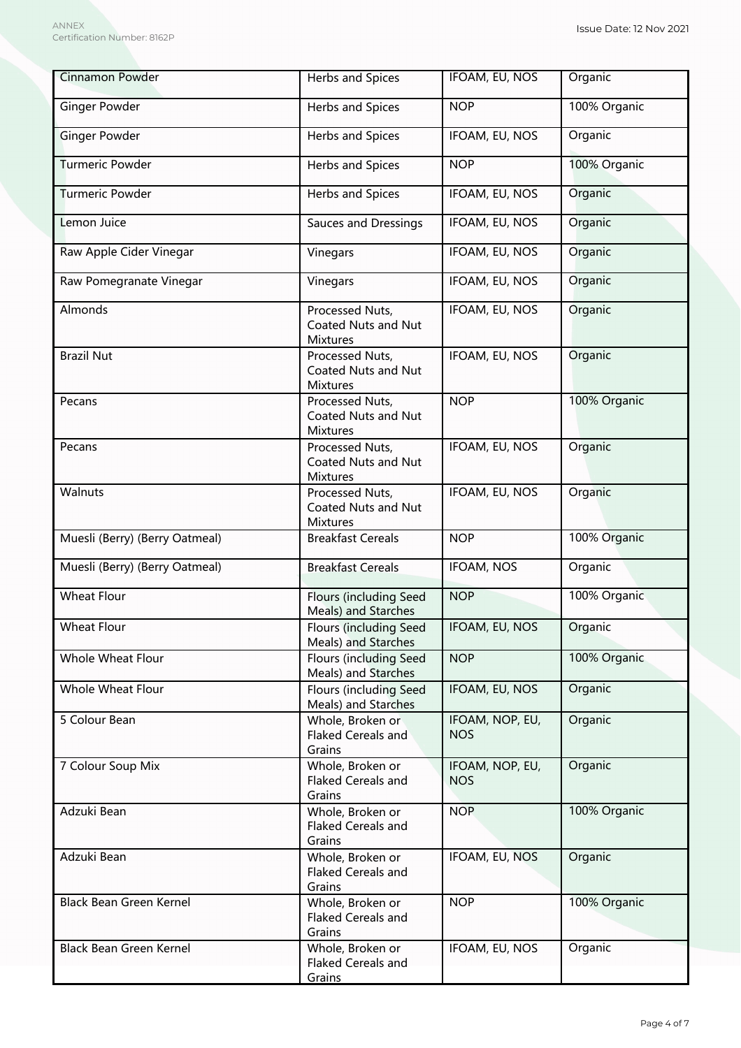| Cinnamon Powder | Herbs and Spices | IFOAM, EU, NOS | Organic |
|---|---|---|---|
| Ginger Powder | Herbs and Spices | NOP | 100% Organic |
| Ginger Powder | Herbs and Spices | IFOAM, EU, NOS | Organic |
| Turmeric Powder | Herbs and Spices | NOP | 100% Organic |
| Turmeric Powder | Herbs and Spices | IFOAM, EU, NOS | Organic |
| Lemon Juice | Sauces and Dressings | IFOAM, EU, NOS | Organic |
| Raw Apple Cider Vinegar | Vinegars | IFOAM, EU, NOS | Organic |
| Raw Pomegranate Vinegar | Vinegars | IFOAM, EU, NOS | Organic |
| Almonds | Processed Nuts, Coated Nuts and Nut Mixtures | IFOAM, EU, NOS | Organic |
| Brazil Nut | Processed Nuts, Coated Nuts and Nut Mixtures | IFOAM, EU, NOS | Organic |
| Pecans | Processed Nuts, Coated Nuts and Nut Mixtures | NOP | 100% Organic |
| Pecans | Processed Nuts, Coated Nuts and Nut Mixtures | IFOAM, EU, NOS | Organic |
| Walnuts | Processed Nuts, Coated Nuts and Nut Mixtures | IFOAM, EU, NOS | Organic |
| Muesli (Berry) (Berry Oatmeal) | Breakfast Cereals | NOP | 100% Organic |
| Muesli (Berry) (Berry Oatmeal) | Breakfast Cereals | IFOAM, NOS | Organic |
| Wheat Flour | Flours (including Seed Meals) and Starches | NOP | 100% Organic |
| Wheat Flour | Flours (including Seed Meals) and Starches | IFOAM, EU, NOS | Organic |
| Whole Wheat Flour | Flours (including Seed Meals) and Starches | NOP | 100% Organic |
| Whole Wheat Flour | Flours (including Seed Meals) and Starches | IFOAM, EU, NOS | Organic |
| 5 Colour Bean | Whole, Broken or Flaked Cereals and Grains | IFOAM, NOP, EU, NOS | Organic |
| 7 Colour Soup Mix | Whole, Broken or Flaked Cereals and Grains | IFOAM, NOP, EU, NOS | Organic |
| Adzuki Bean | Whole, Broken or Flaked Cereals and Grains | NOP | 100% Organic |
| Adzuki Bean | Whole, Broken or Flaked Cereals and Grains | IFOAM, EU, NOS | Organic |
| Black Bean Green Kernel | Whole, Broken or Flaked Cereals and Grains | NOP | 100% Organic |
| Black Bean Green Kernel | Whole, Broken or Flaked Cereals and Grains | IFOAM, EU, NOS | Organic |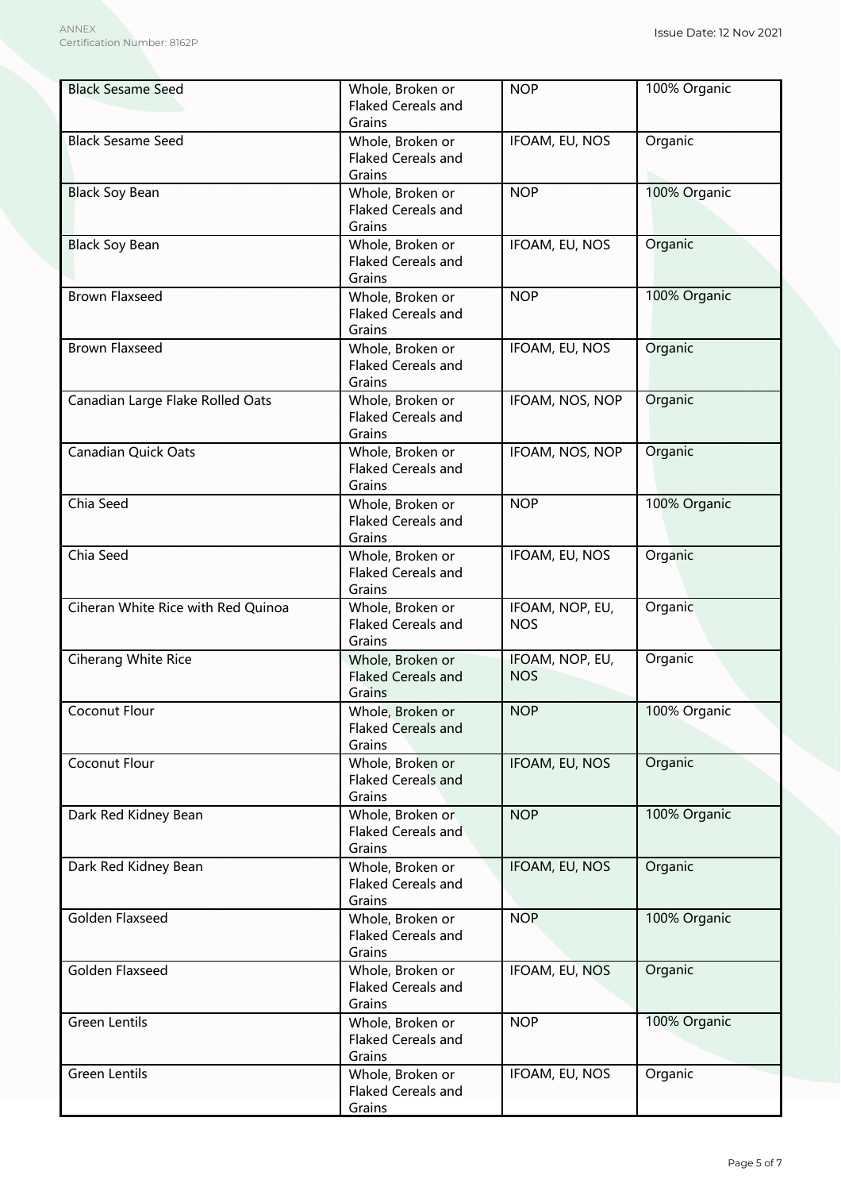| Black Sesame Seed | Whole, Broken or Flaked Cereals and Grains | NOP | 100% Organic |
|---|---|---|---|
| Black Sesame Seed | Whole, Broken or Flaked Cereals and Grains | IFOAM, EU, NOS | Organic |
| Black Soy Bean | Whole, Broken or Flaked Cereals and Grains | NOP | 100% Organic |
| Black Soy Bean | Whole, Broken or Flaked Cereals and Grains | IFOAM, EU, NOS | Organic |
| Brown Flaxseed | Whole, Broken or Flaked Cereals and Grains | NOP | 100% Organic |
| Brown Flaxseed | Whole, Broken or Flaked Cereals and Grains | IFOAM, EU, NOS | Organic |
| Canadian Large Flake Rolled Oats | Whole, Broken or Flaked Cereals and Grains | IFOAM, NOS, NOP | Organic |
| Canadian Quick Oats | Whole, Broken or Flaked Cereals and Grains | IFOAM, NOS, NOP | Organic |
| Chia Seed | Whole, Broken or Flaked Cereals and Grains | NOP | 100% Organic |
| Chia Seed | Whole, Broken or Flaked Cereals and Grains | IFOAM, EU, NOS | Organic |
| Ciheran White Rice with Red Quinoa | Whole, Broken or Flaked Cereals and Grains | IFOAM, NOP, EU, NOS | Organic |
| Ciherang White Rice | Whole, Broken or Flaked Cereals and Grains | IFOAM, NOP, EU, NOS | Organic |
| Coconut Flour | Whole, Broken or Flaked Cereals and Grains | NOP | 100% Organic |
| Coconut Flour | Whole, Broken or Flaked Cereals and Grains | IFOAM, EU, NOS | Organic |
| Dark Red Kidney Bean | Whole, Broken or Flaked Cereals and Grains | NOP | 100% Organic |
| Dark Red Kidney Bean | Whole, Broken or Flaked Cereals and Grains | IFOAM, EU, NOS | Organic |
| Golden Flaxseed | Whole, Broken or Flaked Cereals and Grains | NOP | 100% Organic |
| Golden Flaxseed | Whole, Broken or Flaked Cereals and Grains | IFOAM, EU, NOS | Organic |
| Green Lentils | Whole, Broken or Flaked Cereals and Grains | NOP | 100% Organic |
| Green Lentils | Whole, Broken or Flaked Cereals and Grains | IFOAM, EU, NOS | Organic |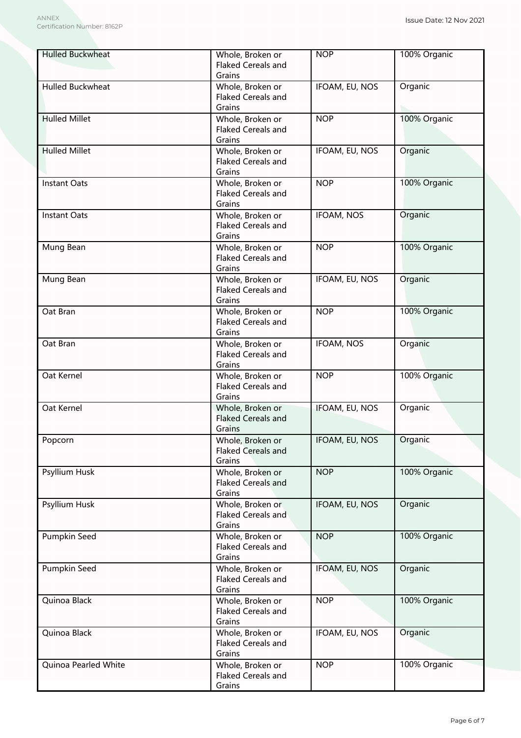| Hulled Buckwheat | Whole, Broken or Flaked Cereals and Grains | NOP | 100% Organic |
|---|---|---|---|
| Hulled Buckwheat | Whole, Broken or Flaked Cereals and Grains | IFOAM, EU, NOS | Organic |
| Hulled Millet | Whole, Broken or Flaked Cereals and Grains | NOP | 100% Organic |
| Hulled Millet | Whole, Broken or Flaked Cereals and Grains | IFOAM, EU, NOS | Organic |
| Instant Oats | Whole, Broken or Flaked Cereals and Grains | NOP | 100% Organic |
| Instant Oats | Whole, Broken or Flaked Cereals and Grains | IFOAM, NOS | Organic |
| Mung Bean | Whole, Broken or Flaked Cereals and Grains | NOP | 100% Organic |
| Mung Bean | Whole, Broken or Flaked Cereals and Grains | IFOAM, EU, NOS | Organic |
| Oat Bran | Whole, Broken or Flaked Cereals and Grains | NOP | 100% Organic |
| Oat Bran | Whole, Broken or Flaked Cereals and Grains | IFOAM, NOS | Organic |
| Oat Kernel | Whole, Broken or Flaked Cereals and Grains | NOP | 100% Organic |
| Oat Kernel | Whole, Broken or Flaked Cereals and Grains | IFOAM, EU, NOS | Organic |
| Popcorn | Whole, Broken or Flaked Cereals and Grains | IFOAM, EU, NOS | Organic |
| Psyllium Husk | Whole, Broken or Flaked Cereals and Grains | NOP | 100% Organic |
| Psyllium Husk | Whole, Broken or Flaked Cereals and Grains | IFOAM, EU, NOS | Organic |
| Pumpkin Seed | Whole, Broken or Flaked Cereals and Grains | NOP | 100% Organic |
| Pumpkin Seed | Whole, Broken or Flaked Cereals and Grains | IFOAM, EU, NOS | Organic |
| Quinoa Black | Whole, Broken or Flaked Cereals and Grains | NOP | 100% Organic |
| Quinoa Black | Whole, Broken or Flaked Cereals and Grains | IFOAM, EU, NOS | Organic |
| Quinoa Pearled White | Whole, Broken or Flaked Cereals and Grains | NOP | 100% Organic |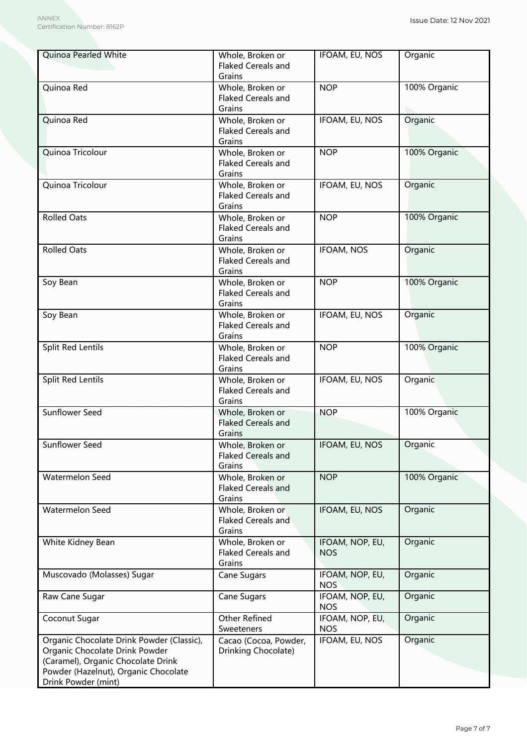| | | | |
|---|---|---|---|
| Quinoa Pearled White | Whole, Broken or Flaked Cereals and Grains | IFOAM, EU, NOS | Organic |
| Quinoa Red | Whole, Broken or Flaked Cereals and Grains | NOP | 100% Organic |
| Quinoa Red | Whole, Broken or Flaked Cereals and Grains | IFOAM, EU, NOS | Organic |
| Quinoa Tricolour | Whole, Broken or Flaked Cereals and Grains | NOP | 100% Organic |
| Quinoa Tricolour | Whole, Broken or Flaked Cereals and Grains | IFOAM, EU, NOS | Organic |
| Rolled Oats | Whole, Broken or Flaked Cereals and Grains | NOP | 100% Organic |
| Rolled Oats | Whole, Broken or Flaked Cereals and Grains | IFOAM, NOS | Organic |
| Soy Bean | Whole, Broken or Flaked Cereals and Grains | NOP | 100% Organic |
| Soy Bean | Whole, Broken or Flaked Cereals and Grains | IFOAM, EU, NOS | Organic |
| Split Red Lentils | Whole, Broken or Flaked Cereals and Grains | NOP | 100% Organic |
| Split Red Lentils | Whole, Broken or Flaked Cereals and Grains | IFOAM, EU, NOS | Organic |
| Sunflower Seed | Whole, Broken or Flaked Cereals and Grains | NOP | 100% Organic |
| Sunflower Seed | Whole, Broken or Flaked Cereals and Grains | IFOAM, EU, NOS | Organic |
| Watermelon Seed | Whole, Broken or Flaked Cereals and Grains | NOP | 100% Organic |
| Watermelon Seed | Whole, Broken or Flaked Cereals and Grains | IFOAM, EU, NOS | Organic |
| White Kidney Bean | Whole, Broken or Flaked Cereals and Grains | IFOAM, NOP, EU, NOS | Organic |
| Muscovado (Molasses) Sugar | Cane Sugars | IFOAM, NOP, EU, NOS | Organic |
| Raw Cane Sugar | Cane Sugars | IFOAM, NOP, EU, NOS | Organic |
| Coconut Sugar | Other Refined Sweeteners | IFOAM, NOP, EU, NOS | Organic |
| Organic Chocolate Drink Powder (Classic), Organic Chocolate Drink Powder (Caramel), Organic Chocolate Drink Powder (Hazelnut), Organic Chocolate Drink Powder (mint) | Cacao (Cocoa, Powder, Drinking Chocolate) | IFOAM, EU, NOS | Organic |